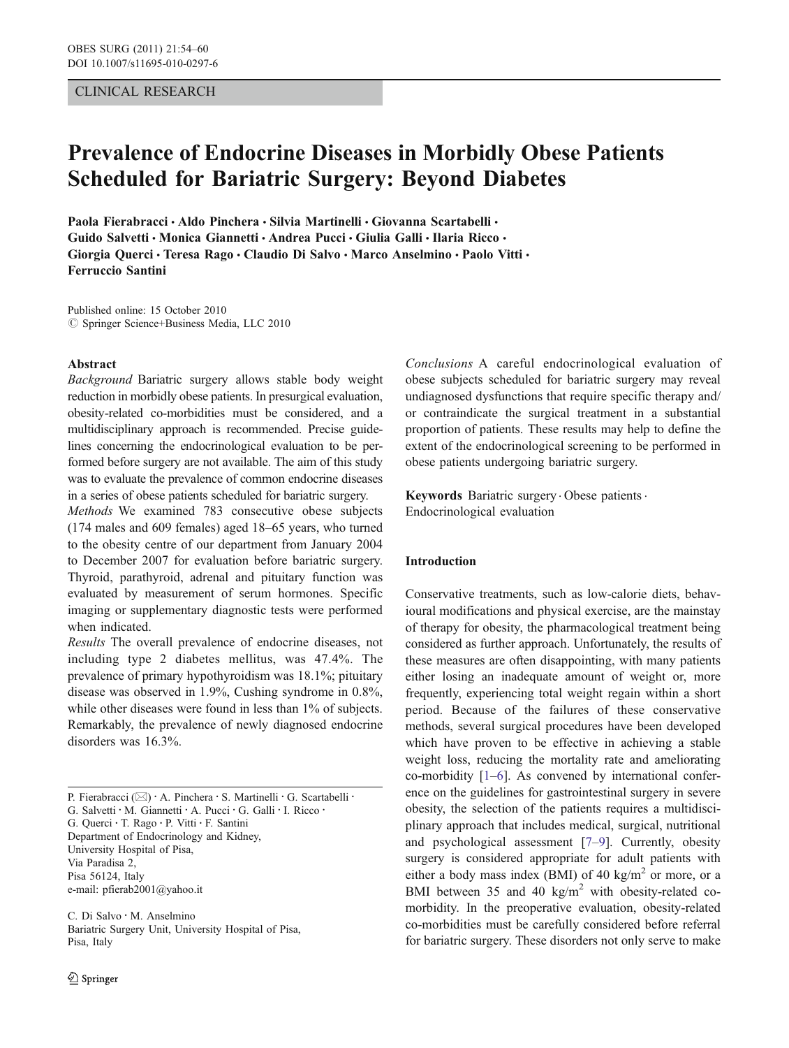CLINICAL RESEARCH

# Prevalence of Endocrine Diseases in Morbidly Obese Patients Scheduled for Bariatric Surgery: Beyond Diabetes

Paola Fierabracci · Aldo Pinchera · Silvia Martinelli · Giovanna Scartabelli · Guido Salvetti · Monica Giannetti · Andrea Pucci · Giulia Galli · Ilaria Ricco · Giorgia Querci · Teresa Rago · Claudio Di Salvo · Marco Anselmino · Paolo Vitti · Ferruccio Santini

Published online: 15 October 2010
© Springer Science+Business Media, LLC 2010

## Abstract

*Background* Bariatric surgery allows stable body weight reduction in morbidly obese patients. In presurgical evaluation, obesity-related co-morbidities must be considered, and a multidisciplinary approach is recommended. Precise guidelines concerning the endocrinological evaluation to be performed before surgery are not available. The aim of this study was to evaluate the prevalence of common endocrine diseases in a series of obese patients scheduled for bariatric surgery.

*Methods* We examined 783 consecutive obese subjects (174 males and 609 females) aged 18–65 years, who turned to the obesity centre of our department from January 2004 to December 2007 for evaluation before bariatric surgery. Thyroid, parathyroid, adrenal and pituitary function was evaluated by measurement of serum hormones. Specific imaging or supplementary diagnostic tests were performed when indicated.

*Results* The overall prevalence of endocrine diseases, not including type 2 diabetes mellitus, was 47.4%. The prevalence of primary hypothyroidism was 18.1%; pituitary disease was observed in 1.9%, Cushing syndrome in 0.8%, while other diseases were found in less than 1% of subjects. Remarkably, the prevalence of newly diagnosed endocrine disorders was 16.3%.

*Conclusions* A careful endocrinological evaluation of obese subjects scheduled for bariatric surgery may reveal undiagnosed dysfunctions that require specific therapy and/or contraindicate the surgical treatment in a substantial proportion of patients. These results may help to define the extent of the endocrinological screening to be performed in obese patients undergoing bariatric surgery.

**Keywords** Bariatric surgery · Obese patients · Endocrinological evaluation

P. Fierabracci (✉) · A. Pinchera · S. Martinelli · G. Scartabelli · G. Salvetti · M. Giannetti · A. Pucci · G. Galli · I. Ricco · G. Querci · T. Rago · P. Vitti · F. Santini
Department of Endocrinology and Kidney, University Hospital of Pisa, Via Paradisa 2, Pisa 56124, Italy
e-mail: pfierab2001@yahoo.it

C. Di Salvo · M. Anselmino
Bariatric Surgery Unit, University Hospital of Pisa, Pisa, Italy

## Introduction

Conservative treatments, such as low-calorie diets, behavioural modifications and physical exercise, are the mainstay of therapy for obesity, the pharmacological treatment being considered as further approach. Unfortunately, the results of these measures are often disappointing, with many patients either losing an inadequate amount of weight or, more frequently, experiencing total weight regain within a short period. Because of the failures of these conservative methods, several surgical procedures have been developed which have proven to be effective in achieving a stable weight loss, reducing the mortality rate and ameliorating co-morbidity [1–6]. As convened by international conference on the guidelines for gastrointestinal surgery in severe obesity, the selection of the patients requires a multidisciplinary approach that includes medical, surgical, nutritional and psychological assessment [7–9]. Currently, obesity surgery is considered appropriate for adult patients with either a body mass index (BMI) of 40 $kg/m^2$ or more, or a BMI between 35 and 40 $kg/m^2$ with obesity-related co-morbidity. In the preoperative evaluation, obesity-related co-morbidities must be carefully considered before referral for bariatric surgery. These disorders not only serve to make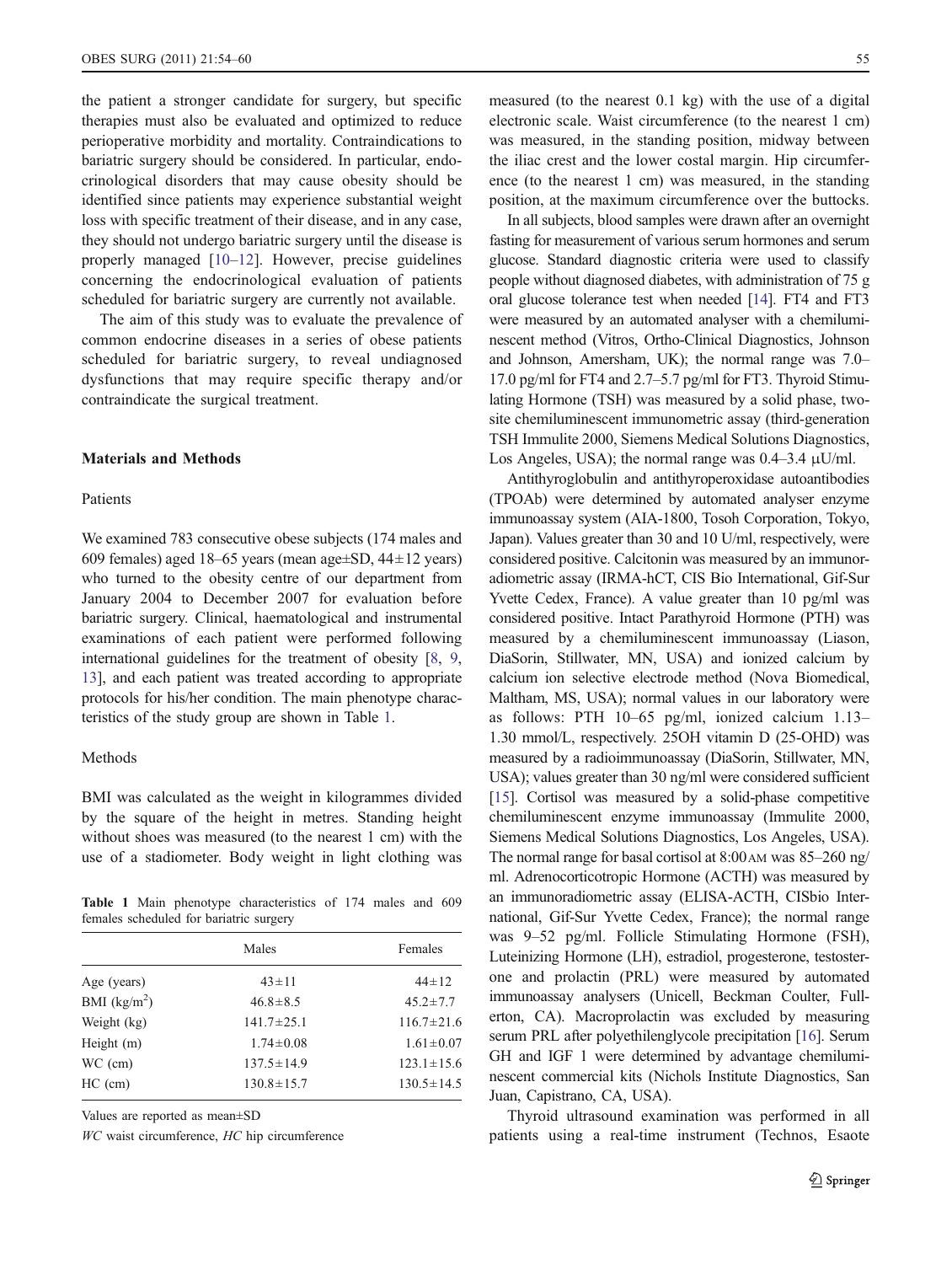the patient a stronger candidate for surgery, but specific therapies must also be evaluated and optimized to reduce perioperative morbidity and mortality. Contraindications to bariatric surgery should be considered. In particular, endocrinological disorders that may cause obesity should be identified since patients may experience substantial weight loss with specific treatment of their disease, and in any case, they should not undergo bariatric surgery until the disease is properly managed [10–12]. However, precise guidelines concerning the endocrinological evaluation of patients scheduled for bariatric surgery are currently not available.

The aim of this study was to evaluate the prevalence of common endocrine diseases in a series of obese patients scheduled for bariatric surgery, to reveal undiagnosed dysfunctions that may require specific therapy and/or contraindicate the surgical treatment.

## Materials and Methods

### Patients

We examined 783 consecutive obese subjects (174 males and 609 females) aged 18–65 years (mean age±SD, 44±12 years) who turned to the obesity centre of our department from January 2004 to December 2007 for evaluation before bariatric surgery. Clinical, haematological and instrumental examinations of each patient were performed following international guidelines for the treatment of obesity [8, 9, 13], and each patient was treated according to appropriate protocols for his/her condition. The main phenotype characteristics of the study group are shown in Table 1.

### Methods

BMI was calculated as the weight in kilogrammes divided by the square of the height in metres. Standing height without shoes was measured (to the nearest 1 cm) with the use of a stadiometer. Body weight in light clothing was measured (to the nearest 0.1 kg) with the use of a digital electronic scale. Waist circumference (to the nearest 1 cm) was measured, in the standing position, midway between the iliac crest and the lower costal margin. Hip circumference (to the nearest 1 cm) was measured, in the standing position, at the maximum circumference over the buttocks.

**Table 1** Main phenotype characteristics of 174 males and 609 females scheduled for bariatric surgery

| | Males | Females |
|---|---|---|
| Age (years) | 43±11 | 44±12 |
| BMI (kg/m$^2$) | 46.8±8.5 | 45.2±7.7 |
| Weight (kg) | 141.7±25.1 | 116.7±21.6 |
| Height (m) | 1.74±0.08 | 1.61±0.07 |
| WC (cm) | 137.5±14.9 | 123.1±15.6 |
| HC (cm) | 130.8±15.7 | 130.5±14.5 |

Values are reported as mean±SD

*WC* waist circumference, *HC* hip circumference

In all subjects, blood samples were drawn after an overnight fasting for measurement of various serum hormones and serum glucose. Standard diagnostic criteria were used to classify people without diagnosed diabetes, with administration of 75 g oral glucose tolerance test when needed [14]. FT4 and FT3 were measured by an automated analyser with a chemiluminescent method (Vitros, Ortho-Clinical Diagnostics, Johnson and Johnson, Amersham, UK); the normal range was 7.0–17.0 pg/ml for FT4 and 2.7–5.7 pg/ml for FT3. Thyroid Stimulating Hormone (TSH) was measured by a solid phase, two-site chemiluminescent immunometric assay (third-generation TSH Immulite 2000, Siemens Medical Solutions Diagnostics, Los Angeles, USA); the normal range was 0.4–3.4 μU/ml.

Antithyroglobulin and antithyroperoxidase autoantibodies (TPOAb) were determined by automated analyser enzyme immunoassay system (AIA-1800, Tosoh Corporation, Tokyo, Japan). Values greater than 30 and 10 U/ml, respectively, were considered positive. Calcitonin was measured by an immunoradiometric assay (IRMA-hCT, CIS Bio International, Gif-Sur Yvette Cedex, France). A value greater than 10 pg/ml was considered positive. Intact Parathyroid Hormone (PTH) was measured by a chemiluminescent immunoassay (Liason, DiaSorin, Stillwater, MN, USA) and ionized calcium by calcium ion selective electrode method (Nova Biomedical, Maltham, MS, USA); normal values in our laboratory were as follows: PTH 10–65 pg/ml, ionized calcium 1.13–1.30 mmol/L, respectively. 25OH vitamin D (25-OHD) was measured by a radioimmunoassay (DiaSorin, Stillwater, MN, USA); values greater than 30 ng/ml were considered sufficient [15]. Cortisol was measured by a solid-phase competitive chemiluminescent enzyme immunoassay (Immulite 2000, Siemens Medical Solutions Diagnostics, Los Angeles, USA). The normal range for basal cortisol at 8:00 AM was 85–260 ng/ml. Adrenocorticotropic Hormone (ACTH) was measured by an immunoradiometric assay (ELISA-ACTH, CISbio International, Gif-Sur Yvette Cedex, France); the normal range was 9–52 pg/ml. Follicle Stimulating Hormone (FSH), Luteinizing Hormone (LH), estradiol, progesterone, testosterone and prolactin (PRL) were measured by automated immunoassay analysers (Unicell, Beckman Coulter, Fullerton, CA). Macroprolactin was excluded by measuring serum PRL after polyethilenglycole precipitation [16]. Serum GH and IGF 1 were determined by advantage chemiluminescent commercial kits (Nichols Institute Diagnostics, San Juan, Capistrano, CA, USA).

Thyroid ultrasound examination was performed in all patients using a real-time instrument (Technos, Esaote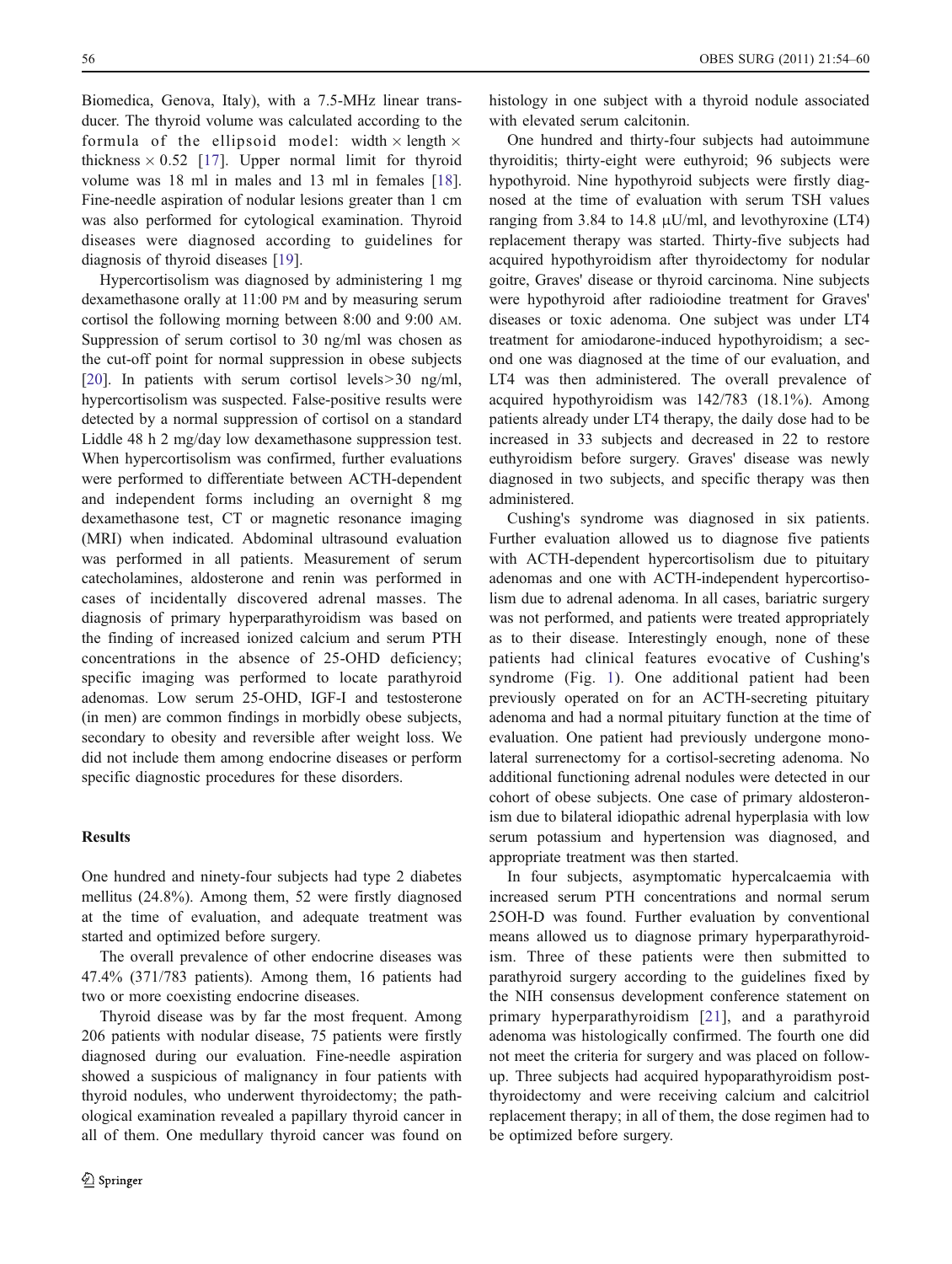Biomedica, Genova, Italy), with a 7.5-MHz linear transducer. The thyroid volume was calculated according to the formula of the ellipsoid model: width × length × thickness × 0.52 [17]. Upper normal limit for thyroid volume was 18 ml in males and 13 ml in females [18]. Fine-needle aspiration of nodular lesions greater than 1 cm was also performed for cytological examination. Thyroid diseases were diagnosed according to guidelines for diagnosis of thyroid diseases [19].

Hypercortisolism was diagnosed by administering 1 mg dexamethasone orally at 11:00 PM and by measuring serum cortisol the following morning between 8:00 and 9:00 AM. Suppression of serum cortisol to 30 ng/ml was chosen as the cut-off point for normal suppression in obese subjects [20]. In patients with serum cortisol levels>30 ng/ml, hypercortisolism was suspected. False-positive results were detected by a normal suppression of cortisol on a standard Liddle 48 h 2 mg/day low dexamethasone suppression test. When hypercortisolism was confirmed, further evaluations were performed to differentiate between ACTH-dependent and independent forms including an overnight 8 mg dexamethasone test, CT or magnetic resonance imaging (MRI) when indicated. Abdominal ultrasound evaluation was performed in all patients. Measurement of serum catecholamines, aldosterone and renin was performed in cases of incidentally discovered adrenal masses. The diagnosis of primary hyperparathyroidism was based on the finding of increased ionized calcium and serum PTH concentrations in the absence of 25-OHD deficiency; specific imaging was performed to locate parathyroid adenomas. Low serum 25-OHD, IGF-I and testosterone (in men) are common findings in morbidly obese subjects, secondary to obesity and reversible after weight loss. We did not include them among endocrine diseases or perform specific diagnostic procedures for these disorders.

## Results

One hundred and ninety-four subjects had type 2 diabetes mellitus (24.8%). Among them, 52 were firstly diagnosed at the time of evaluation, and adequate treatment was started and optimized before surgery.

The overall prevalence of other endocrine diseases was 47.4% (371/783 patients). Among them, 16 patients had two or more coexisting endocrine diseases.

Thyroid disease was by far the most frequent. Among 206 patients with nodular disease, 75 patients were firstly diagnosed during our evaluation. Fine-needle aspiration showed a suspicious of malignancy in four patients with thyroid nodules, who underwent thyroidectomy; the pathological examination revealed a papillary thyroid cancer in all of them. One medullary thyroid cancer was found on histology in one subject with a thyroid nodule associated with elevated serum calcitonin.

One hundred and thirty-four subjects had autoimmune thyroiditis; thirty-eight were euthyroid; 96 subjects were hypothyroid. Nine hypothyroid subjects were firstly diagnosed at the time of evaluation with serum TSH values ranging from 3.84 to 14.8 μU/ml, and levothyroxine (LT4) replacement therapy was started. Thirty-five subjects had acquired hypothyroidism after thyroidectomy for nodular goitre, Graves' disease or thyroid carcinoma. Nine subjects were hypothyroid after radioiodine treatment for Graves' diseases or toxic adenoma. One subject was under LT4 treatment for amiodarone-induced hypothyroidism; a second one was diagnosed at the time of our evaluation, and LT4 was then administered. The overall prevalence of acquired hypothyroidism was 142/783 (18.1%). Among patients already under LT4 therapy, the daily dose had to be increased in 33 subjects and decreased in 22 to restore euthyroidism before surgery. Graves' disease was newly diagnosed in two subjects, and specific therapy was then administered.

Cushing's syndrome was diagnosed in six patients. Further evaluation allowed us to diagnose five patients with ACTH-dependent hypercortisolism due to pituitary adenomas and one with ACTH-independent hypercortisolism due to adrenal adenoma. In all cases, bariatric surgery was not performed, and patients were treated appropriately as to their disease. Interestingly enough, none of these patients had clinical features evocative of Cushing's syndrome (Fig. 1). One additional patient had been previously operated on for an ACTH-secreting pituitary adenoma and had a normal pituitary function at the time of evaluation. One patient had previously undergone monolateral surrenectomy for a cortisol-secreting adenoma. No additional functioning adrenal nodules were detected in our cohort of obese subjects. One case of primary aldosteronism due to bilateral idiopathic adrenal hyperplasia with low serum potassium and hypertension was diagnosed, and appropriate treatment was then started.

In four subjects, asymptomatic hypercalcaemia with increased serum PTH concentrations and normal serum 25OH-D was found. Further evaluation by conventional means allowed us to diagnose primary hyperparathyroidism. Three of these patients were then submitted to parathyroid surgery according to the guidelines fixed by the NIH consensus development conference statement on primary hyperparathyroidism [21], and a parathyroid adenoma was histologically confirmed. The fourth one did not meet the criteria for surgery and was placed on follow-up. Three subjects had acquired hypoparathyroidism post-thyroidectomy and were receiving calcium and calcitriol replacement therapy; in all of them, the dose regimen had to be optimized before surgery.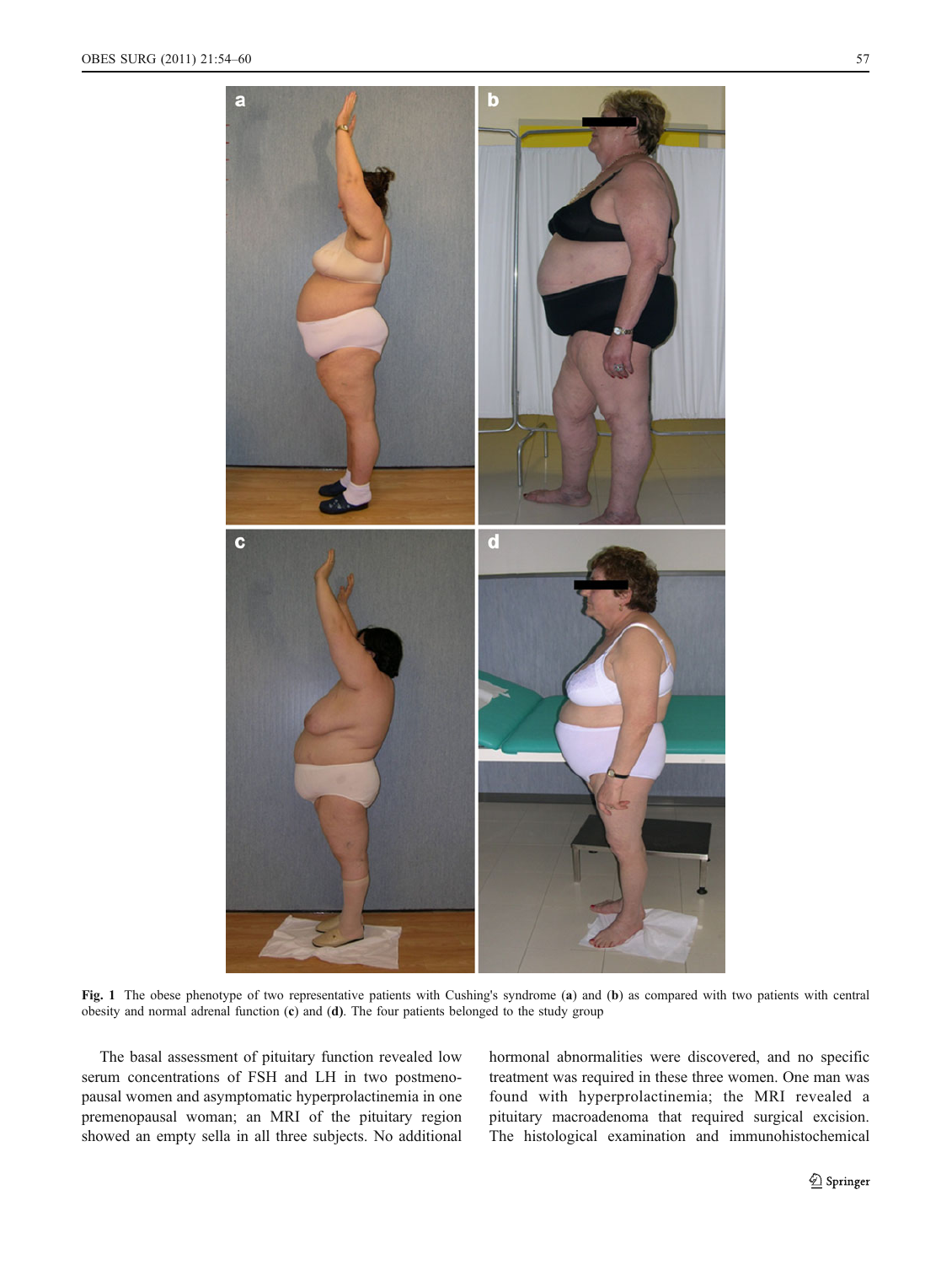Fig. 1 The obese phenotype of two representative patients with Cushing's syndrome (a) and (b) as compared with two patients with central obesity and normal adrenal function (c) and (d). The four patients belonged to the study group

The basal assessment of pituitary function revealed low serum concentrations of FSH and LH in two postmenopausal women and asymptomatic hyperprolactinemia in one premenopausal woman; an MRI of the pituitary region showed an empty sella in all three subjects. No additional hormonal abnormalities were discovered, and no specific treatment was required in these three women. One man was found with hyperprolactinemia; the MRI revealed a pituitary macroadenoma that required surgical excision. The histological examination and immunohistochemical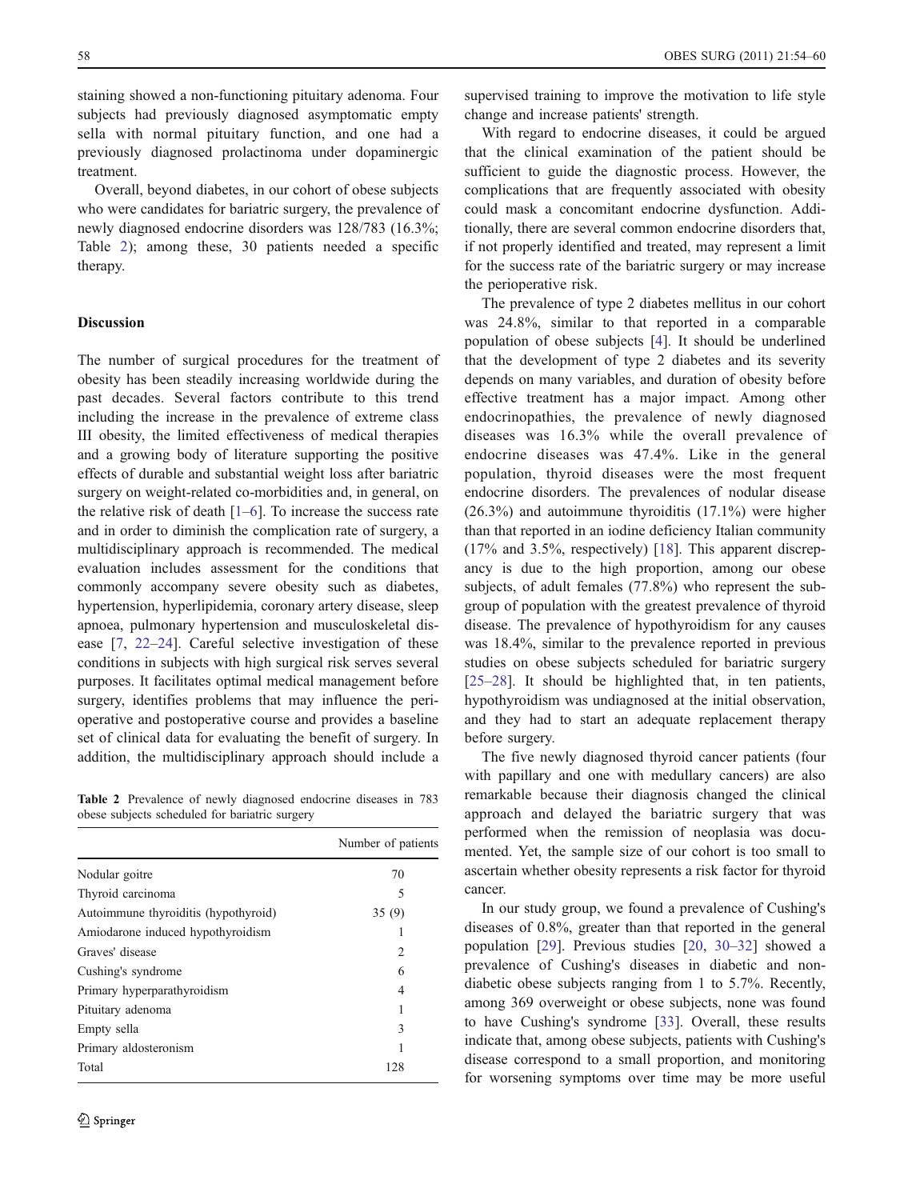staining showed a non-functioning pituitary adenoma. Four subjects had previously diagnosed asymptomatic empty sella with normal pituitary function, and one had a previously diagnosed prolactinoma under dopaminergic treatment.

Overall, beyond diabetes, in our cohort of obese subjects who were candidates for bariatric surgery, the prevalence of newly diagnosed endocrine disorders was 128/783 (16.3%; Table 2); among these, 30 patients needed a specific therapy.

## Discussion

The number of surgical procedures for the treatment of obesity has been steadily increasing worldwide during the past decades. Several factors contribute to this trend including the increase in the prevalence of extreme class III obesity, the limited effectiveness of medical therapies and a growing body of literature supporting the positive effects of durable and substantial weight loss after bariatric surgery on weight-related co-morbidities and, in general, on the relative risk of death [1–6]. To increase the success rate and in order to diminish the complication rate of surgery, a multidisciplinary approach is recommended. The medical evaluation includes assessment for the conditions that commonly accompany severe obesity such as diabetes, hypertension, hyperlipidemia, coronary artery disease, sleep apnoea, pulmonary hypertension and musculoskeletal disease [7, 22–24]. Careful selective investigation of these conditions in subjects with high surgical risk serves several purposes. It facilitates optimal medical management before surgery, identifies problems that may influence the perioperative and postoperative course and provides a baseline set of clinical data for evaluating the benefit of surgery. In addition, the multidisciplinary approach should include a

**Table 2** Prevalence of newly diagnosed endocrine diseases in 783 obese subjects scheduled for bariatric surgery

| | Number of patients |
|---|---|
| Nodular goitre | 70 |
| Thyroid carcinoma | 5 |
| Autoimmune thyroiditis (hypothyroid) | 35 (9) |
| Amiodarone induced hypothyroidism | 1 |
| Graves' disease | 2 |
| Cushing's syndrome | 6 |
| Primary hyperparathyroidism | 4 |
| Pituitary adenoma | 1 |
| Empty sella | 3 |
| Primary aldosteronism | 1 |
| Total | 128 |

supervised training to improve the motivation to life style change and increase patients' strength.

With regard to endocrine diseases, it could be argued that the clinical examination of the patient should be sufficient to guide the diagnostic process. However, the complications that are frequently associated with obesity could mask a concomitant endocrine dysfunction. Additionally, there are several common endocrine disorders that, if not properly identified and treated, may represent a limit for the success rate of the bariatric surgery or may increase the perioperative risk.

The prevalence of type 2 diabetes mellitus in our cohort was 24.8%, similar to that reported in a comparable population of obese subjects [4]. It should be underlined that the development of type 2 diabetes and its severity depends on many variables, and duration of obesity before effective treatment has a major impact. Among other endocrinopathies, the prevalence of newly diagnosed diseases was 16.3% while the overall prevalence of endocrine diseases was 47.4%. Like in the general population, thyroid diseases were the most frequent endocrine disorders. The prevalences of nodular disease (26.3%) and autoimmune thyroiditis (17.1%) were higher than that reported in an iodine deficiency Italian community (17% and 3.5%, respectively) [18]. This apparent discrepancy is due to the high proportion, among our obese subjects, of adult females (77.8%) who represent the subgroup of population with the greatest prevalence of thyroid disease. The prevalence of hypothyroidism for any causes was 18.4%, similar to the prevalence reported in previous studies on obese subjects scheduled for bariatric surgery [25–28]. It should be highlighted that, in ten patients, hypothyroidism was undiagnosed at the initial observation, and they had to start an adequate replacement therapy before surgery.

The five newly diagnosed thyroid cancer patients (four with papillary and one with medullary cancers) are also remarkable because their diagnosis changed the clinical approach and delayed the bariatric surgery that was performed when the remission of neoplasia was documented. Yet, the sample size of our cohort is too small to ascertain whether obesity represents a risk factor for thyroid cancer.

In our study group, we found a prevalence of Cushing's diseases of 0.8%, greater than that reported in the general population [29]. Previous studies [20, 30–32] showed a prevalence of Cushing's diseases in diabetic and non-diabetic obese subjects ranging from 1 to 5.7%. Recently, among 369 overweight or obese subjects, none was found to have Cushing's syndrome [33]. Overall, these results indicate that, among obese subjects, patients with Cushing's disease correspond to a small proportion, and monitoring for worsening symptoms over time may be more useful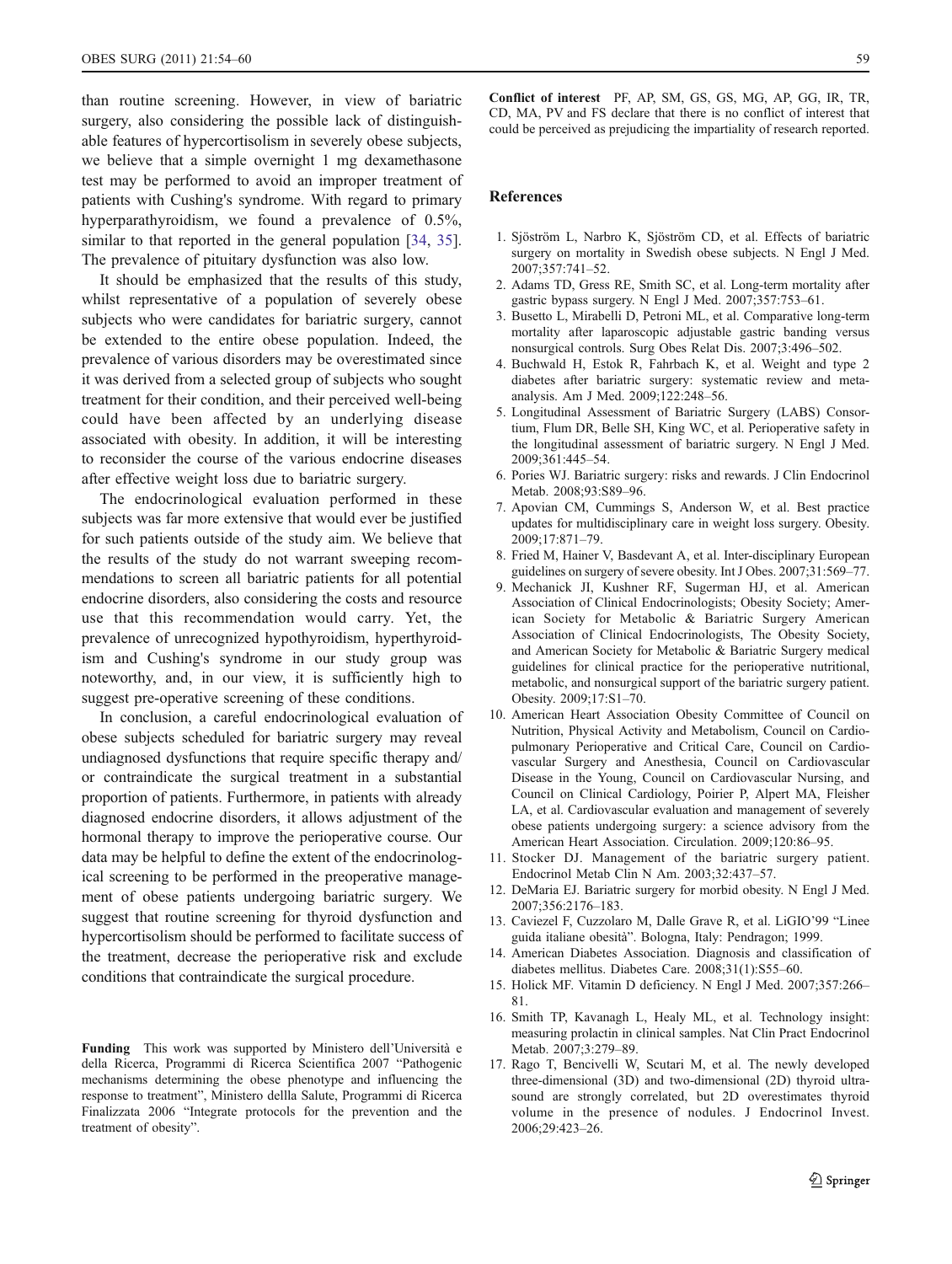than routine screening. However, in view of bariatric surgery, also considering the possible lack of distinguishable features of hypercortisolism in severely obese subjects, we believe that a simple overnight 1 mg dexamethasone test may be performed to avoid an improper treatment of patients with Cushing's syndrome. With regard to primary hyperparathyroidism, we found a prevalence of 0.5%, similar to that reported in the general population [34, 35]. The prevalence of pituitary dysfunction was also low.

It should be emphasized that the results of this study, whilst representative of a population of severely obese subjects who were candidates for bariatric surgery, cannot be extended to the entire obese population. Indeed, the prevalence of various disorders may be overestimated since it was derived from a selected group of subjects who sought treatment for their condition, and their perceived well-being could have been affected by an underlying disease associated with obesity. In addition, it will be interesting to reconsider the course of the various endocrine diseases after effective weight loss due to bariatric surgery.

The endocrinological evaluation performed in these subjects was far more extensive that would ever be justified for such patients outside of the study aim. We believe that the results of the study do not warrant sweeping recommendations to screen all bariatric patients for all potential endocrine disorders, also considering the costs and resource use that this recommendation would carry. Yet, the prevalence of unrecognized hypothyroidism, hyperthyroidism and Cushing's syndrome in our study group was noteworthy, and, in our view, it is sufficiently high to suggest pre-operative screening of these conditions.

In conclusion, a careful endocrinological evaluation of obese subjects scheduled for bariatric surgery may reveal undiagnosed dysfunctions that require specific therapy and/or contraindicate the surgical treatment in a substantial proportion of patients. Furthermore, in patients with already diagnosed endocrine disorders, it allows adjustment of the hormonal therapy to improve the perioperative course. Our data may be helpful to define the extent of the endocrinological screening to be performed in the preoperative management of obese patients undergoing bariatric surgery. We suggest that routine screening for thyroid dysfunction and hypercortisolism should be performed to facilitate success of the treatment, decrease the perioperative risk and exclude conditions that contraindicate the surgical procedure.

**Funding** This work was supported by Ministero dell'Università e della Ricerca, Programmi di Ricerca Scientifica 2007 "Pathogenic mechanisms determining the obese phenotype and influencing the response to treatment", Ministero dellla Salute, Programmi di Ricerca Finalizzata 2006 "Integrate protocols for the prevention and the treatment of obesity".

**Conflict of interest** PF, AP, SM, GS, GS, MG, AP, GG, IR, TR, CD, MA, PV and FS declare that there is no conflict of interest that could be perceived as prejudicing the impartiality of research reported.

## References

1. Sjöström L, Narbro K, Sjöström CD, et al. Effects of bariatric surgery on mortality in Swedish obese subjects. N Engl J Med. 2007;357:741–52.
2. Adams TD, Gress RE, Smith SC, et al. Long-term mortality after gastric bypass surgery. N Engl J Med. 2007;357:753–61.
3. Busetto L, Mirabelli D, Petroni ML, et al. Comparative long-term mortality after laparoscopic adjustable gastric banding versus nonsurgical controls. Surg Obes Relat Dis. 2007;3:496–502.
4. Buchwald H, Estok R, Fahrbach K, et al. Weight and type 2 diabetes after bariatric surgery: systematic review and meta-analysis. Am J Med. 2009;122:248–56.
5. Longitudinal Assessment of Bariatric Surgery (LABS) Consortium, Flum DR, Belle SH, King WC, et al. Perioperative safety in the longitudinal assessment of bariatric surgery. N Engl J Med. 2009;361:445–54.
6. Pories WJ. Bariatric surgery: risks and rewards. J Clin Endocrinol Metab. 2008;93:S89–96.
7. Apovian CM, Cummings S, Anderson W, et al. Best practice updates for multidisciplinary care in weight loss surgery. Obesity. 2009;17:871–79.
8. Fried M, Hainer V, Basdevant A, et al. Inter-disciplinary European guidelines on surgery of severe obesity. Int J Obes. 2007;31:569–77.
9. Mechanick JI, Kushner RF, Sugerman HJ, et al. American Association of Clinical Endocrinologists; Obesity Society; American Society for Metabolic & Bariatric Surgery American Association of Clinical Endocrinologists, The Obesity Society, and American Society for Metabolic & Bariatric Surgery medical guidelines for clinical practice for the perioperative nutritional, metabolic, and nonsurgical support of the bariatric surgery patient. Obesity. 2009;17:S1–70.
10. American Heart Association Obesity Committee of Council on Nutrition, Physical Activity and Metabolism, Council on Cardiopulmonary Perioperative and Critical Care, Council on Cardiovascular Surgery and Anesthesia, Council on Cardiovascular Disease in the Young, Council on Cardiovascular Nursing, and Council on Clinical Cardiology, Poirier P, Alpert MA, Fleisher LA, et al. Cardiovascular evaluation and management of severely obese patients undergoing surgery: a science advisory from the American Heart Association. Circulation. 2009;120:86–95.
11. Stocker DJ. Management of the bariatric surgery patient. Endocrinol Metab Clin N Am. 2003;32:437–57.
12. DeMaria EJ. Bariatric surgery for morbid obesity. N Engl J Med. 2007;356:2176–183.
13. Caviezel F, Cuzzolaro M, Dalle Grave R, et al. LiGIO'99 "Linee guida italiane obesità". Bologna, Italy: Pendragon; 1999.
14. American Diabetes Association. Diagnosis and classification of diabetes mellitus. Diabetes Care. 2008;31(1):S55–60.
15. Holick MF. Vitamin D deficiency. N Engl J Med. 2007;357:266–81.
16. Smith TP, Kavanagh L, Healy ML, et al. Technology insight: measuring prolactin in clinical samples. Nat Clin Pract Endocrinol Metab. 2007;3:279–89.
17. Rago T, Bencivelli W, Scutari M, et al. The newly developed three-dimensional (3D) and two-dimensional (2D) thyroid ultrasound are strongly correlated, but 2D overestimates thyroid volume in the presence of nodules. J Endocrinol Invest. 2006;29:423–26.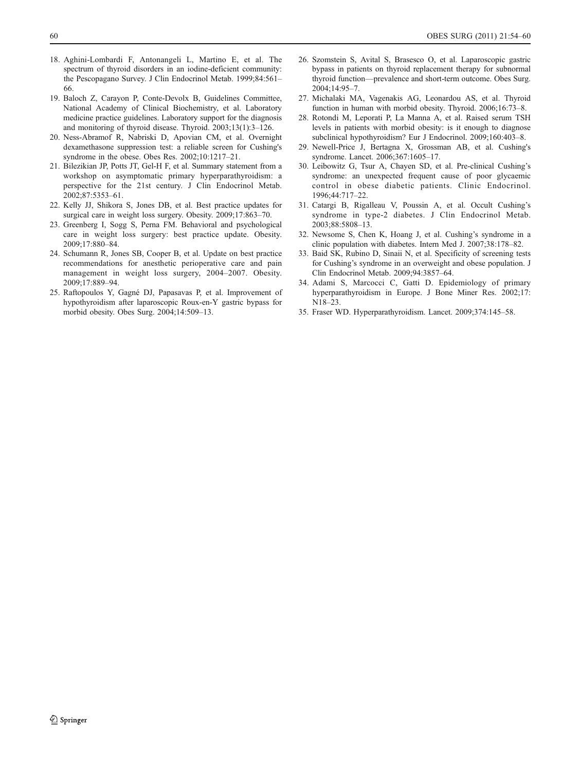18. Aghini-Lombardi F, Antonangeli L, Martino E, et al. The spectrum of thyroid disorders in an iodine-deficient community: the Pescopagano Survey. J Clin Endocrinol Metab. 1999;84:561–66.
19. Baloch Z, Carayon P, Conte-Devolx B, Guidelines Committee, National Academy of Clinical Biochemistry, et al. Laboratory medicine practice guidelines. Laboratory support for the diagnosis and monitoring of thyroid disease. Thyroid. 2003;13(1):3–126.
20. Ness-Abramof R, Nabriski D, Apovian CM, et al. Overnight dexamethasone suppression test: a reliable screen for Cushing's syndrome in the obese. Obes Res. 2002;10:1217–21.
21. Bilezikian JP, Potts JT, Gel-H F, et al. Summary statement from a workshop on asymptomatic primary hyperparathyroidism: a perspective for the 21st century. J Clin Endocrinol Metab. 2002;87:5353–61.
22. Kelly JJ, Shikora S, Jones DB, et al. Best practice updates for surgical care in weight loss surgery. Obesity. 2009;17:863–70.
23. Greenberg I, Sogg S, Perna FM. Behavioral and psychological care in weight loss surgery: best practice update. Obesity. 2009;17:880–84.
24. Schumann R, Jones SB, Cooper B, et al. Update on best practice recommendations for anesthetic perioperative care and pain management in weight loss surgery, 2004–2007. Obesity. 2009;17:889–94.
25. Raftopoulos Y, Gagné DJ, Papasavas P, et al. Improvement of hypothyroidism after laparoscopic Roux-en-Y gastric bypass for morbid obesity. Obes Surg. 2004;14:509–13.
26. Szomstein S, Avital S, Brasesco O, et al. Laparoscopic gastric bypass in patients on thyroid replacement therapy for subnormal thyroid function—prevalence and short-term outcome. Obes Surg. 2004;14:95–7.
27. Michalaki MA, Vagenakis AG, Leonardou AS, et al. Thyroid function in human with morbid obesity. Thyroid. 2006;16:73–8.
28. Rotondi M, Leporati P, La Manna A, et al. Raised serum TSH levels in patients with morbid obesity: is it enough to diagnose subclinical hypothyroidism? Eur J Endocrinol. 2009;160:403–8.
29. Newell-Price J, Bertagna X, Grossman AB, et al. Cushing's syndrome. Lancet. 2006;367:1605–17.
30. Leibowitz G, Tsur A, Chayen SD, et al. Pre-clinical Cushing's syndrome: an unexpected frequent cause of poor glycaemic control in obese diabetic patients. Clinic Endocrinol. 1996;44:717–22.
31. Catargi B, Rigalleau V, Poussin A, et al. Occult Cushing's syndrome in type-2 diabetes. J Clin Endocrinol Metab. 2003;88:5808–13.
32. Newsome S, Chen K, Hoang J, et al. Cushing's syndrome in a clinic population with diabetes. Intern Med J. 2007;38:178–82.
33. Baid SK, Rubino D, Sinaii N, et al. Specificity of screening tests for Cushing's syndrome in an overweight and obese population. J Clin Endocrinol Metab. 2009;94:3857–64.
34. Adami S, Marcocci C, Gatti D. Epidemiology of primary hyperparathyroidism in Europe. J Bone Miner Res. 2002;17: N18–23.
35. Fraser WD. Hyperparathyroidism. Lancet. 2009;374:145–58.